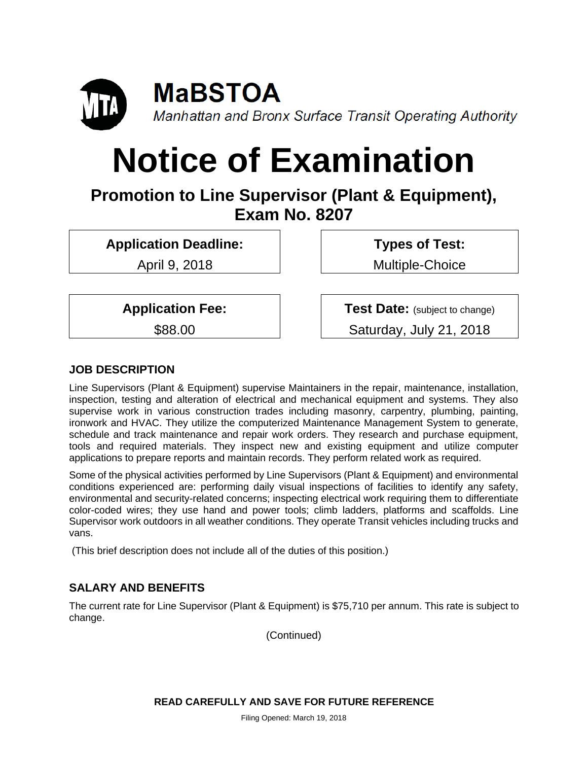# MaBSTOA

*Manhattan and Bronx Surface Transit Operating Authority*

# Notice of Examination

## Promotion to Line Supervisor (Plant & Equipment), Exam No. 8207

| **Application Deadline:** | **Types of Test:** |
|---|---|
| April 9, 2018 | Multiple-Choice |

| **Application Fee:** | **Test Date:** (subject to change) |
|---|---|
| $88.00 | Saturday, July 21, 2018 |

### JOB DESCRIPTION

Line Supervisors (Plant & Equipment) supervise Maintainers in the repair, maintenance, installation, inspection, testing and alteration of electrical and mechanical equipment and systems. They also supervise work in various construction trades including masonry, carpentry, plumbing, painting, ironwork and HVAC. They utilize the computerized Maintenance Management System to generate, schedule and track maintenance and repair work orders. They research and purchase equipment, tools and required materials. They inspect new and existing equipment and utilize computer applications to prepare reports and maintain records. They perform related work as required.

Some of the physical activities performed by Line Supervisors (Plant & Equipment) and environmental conditions experienced are: performing daily visual inspections of facilities to identify any safety, environmental and security-related concerns; inspecting electrical work requiring them to differentiate color-coded wires; they use hand and power tools; climb ladders, platforms and scaffolds. Line Supervisor work outdoors in all weather conditions. They operate Transit vehicles including trucks and vans.

(This brief description does not include all of the duties of this position.)

### SALARY AND BENEFITS

The current rate for Line Supervisor (Plant & Equipment) is $75,710 per annum. This rate is subject to change.

(Continued)

**READ CAREFULLY AND SAVE FOR FUTURE REFERENCE**

Filing Opened: March 19, 2018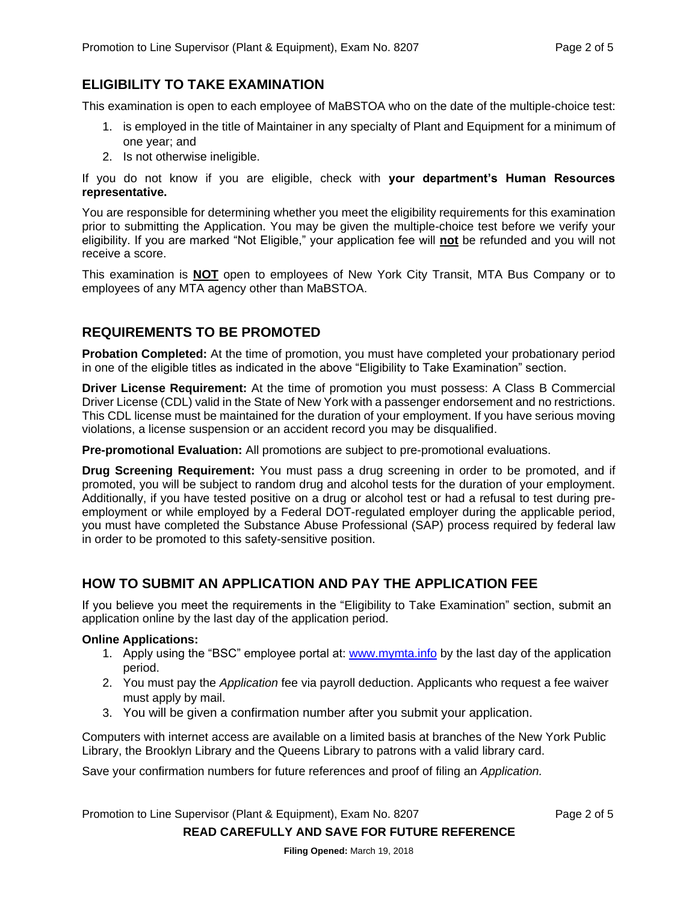## ELIGIBILITY TO TAKE EXAMINATION

This examination is open to each employee of MaBSTOA who on the date of the multiple-choice test:

1. is employed in the title of Maintainer in any specialty of Plant and Equipment for a minimum of one year; and
2. Is not otherwise ineligible.

If you do not know if you are eligible, check with **your department's Human Resources representative.**

You are responsible for determining whether you meet the eligibility requirements for this examination prior to submitting the Application. You may be given the multiple-choice test before we verify your eligibility. If you are marked "Not Eligible," your application fee will **not** be refunded and you will not receive a score.

This examination is **NOT** open to employees of New York City Transit, MTA Bus Company or to employees of any MTA agency other than MaBSTOA.

## REQUIREMENTS TO BE PROMOTED

**Probation Completed:** At the time of promotion, you must have completed your probationary period in one of the eligible titles as indicated in the above "Eligibility to Take Examination" section.

**Driver License Requirement:** At the time of promotion you must possess: A Class B Commercial Driver License (CDL) valid in the State of New York with a passenger endorsement and no restrictions. This CDL license must be maintained for the duration of your employment. If you have serious moving violations, a license suspension or an accident record you may be disqualified.

**Pre-promotional Evaluation:** All promotions are subject to pre-promotional evaluations.

**Drug Screening Requirement:** You must pass a drug screening in order to be promoted, and if promoted, you will be subject to random drug and alcohol tests for the duration of your employment. Additionally, if you have tested positive on a drug or alcohol test or had a refusal to test during pre-employment or while employed by a Federal DOT-regulated employer during the applicable period, you must have completed the Substance Abuse Professional (SAP) process required by federal law in order to be promoted to this safety-sensitive position.

## HOW TO SUBMIT AN APPLICATION AND PAY THE APPLICATION FEE

If you believe you meet the requirements in the "Eligibility to Take Examination" section, submit an application online by the last day of the application period.

**Online Applications:**

1. Apply using the "BSC" employee portal at: www.mymta.info by the last day of the application period.
2. You must pay the *Application* fee via payroll deduction. Applicants who request a fee waiver must apply by mail.
3. You will be given a confirmation number after you submit your application.

Computers with internet access are available on a limited basis at branches of the New York Public Library, the Brooklyn Library and the Queens Library to patrons with a valid library card.

Save your confirmation numbers for future references and proof of filing an *Application.*

**READ CAREFULLY AND SAVE FOR FUTURE REFERENCE**

**Filing Opened:** March 19, 2018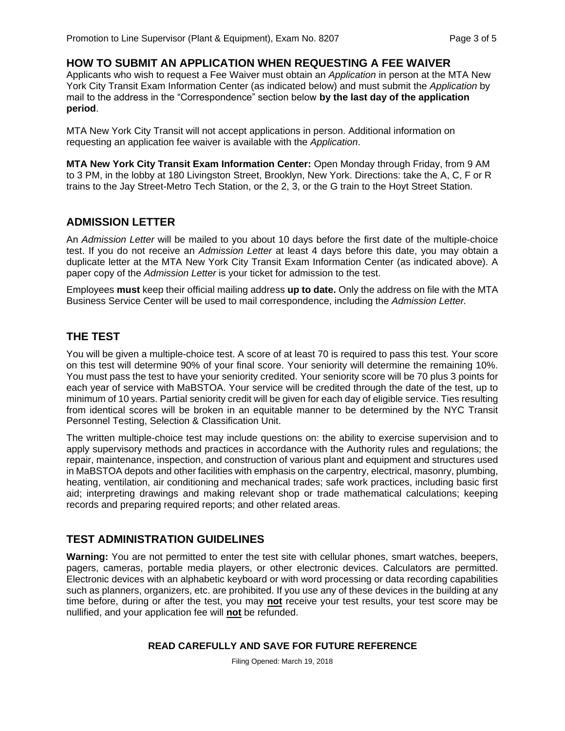## HOW TO SUBMIT AN APPLICATION WHEN REQUESTING A FEE WAIVER

Applicants who wish to request a Fee Waiver must obtain an *Application* in person at the MTA New York City Transit Exam Information Center (as indicated below) and must submit the *Application* by mail to the address in the "Correspondence" section below **by the last day of the application period**.

MTA New York City Transit will not accept applications in person. Additional information on requesting an application fee waiver is available with the *Application*.

**MTA New York City Transit Exam Information Center:** Open Monday through Friday, from 9 AM to 3 PM, in the lobby at 180 Livingston Street, Brooklyn, New York. Directions: take the A, C, F or R trains to the Jay Street-Metro Tech Station, or the 2, 3, or the G train to the Hoyt Street Station.

## ADMISSION LETTER

An *Admission Letter* will be mailed to you about 10 days before the first date of the multiple-choice test. If you do not receive an *Admission Letter* at least 4 days before this date, you may obtain a duplicate letter at the MTA New York City Transit Exam Information Center (as indicated above). A paper copy of the *Admission Letter* is your ticket for admission to the test.

Employees **must** keep their official mailing address **up to date.** Only the address on file with the MTA Business Service Center will be used to mail correspondence, including the *Admission Letter.*

## THE TEST

You will be given a multiple-choice test. A score of at least 70 is required to pass this test. Your score on this test will determine 90% of your final score. Your seniority will determine the remaining 10%. You must pass the test to have your seniority credited. Your seniority score will be 70 plus 3 points for each year of service with MaBSTOA. Your service will be credited through the date of the test, up to minimum of 10 years. Partial seniority credit will be given for each day of eligible service. Ties resulting from identical scores will be broken in an equitable manner to be determined by the NYC Transit Personnel Testing, Selection & Classification Unit.

The written multiple-choice test may include questions on: the ability to exercise supervision and to apply supervisory methods and practices in accordance with the Authority rules and regulations; the repair, maintenance, inspection, and construction of various plant and equipment and structures used in MaBSTOA depots and other facilities with emphasis on the carpentry, electrical, masonry, plumbing, heating, ventilation, air conditioning and mechanical trades; safe work practices, including basic first aid; interpreting drawings and making relevant shop or trade mathematical calculations; keeping records and preparing required reports; and other related areas.

## TEST ADMINISTRATION GUIDELINES

**Warning:** You are not permitted to enter the test site with cellular phones, smart watches, beepers, pagers, cameras, portable media players, or other electronic devices. Calculators are permitted. Electronic devices with an alphabetic keyboard or with word processing or data recording capabilities such as planners, organizers, etc. are prohibited. If you use any of these devices in the building at any time before, during or after the test, you may **not** receive your test results, your test score may be nullified, and your application fee will **not** be refunded.

**READ CAREFULLY AND SAVE FOR FUTURE REFERENCE**

Filing Opened: March 19, 2018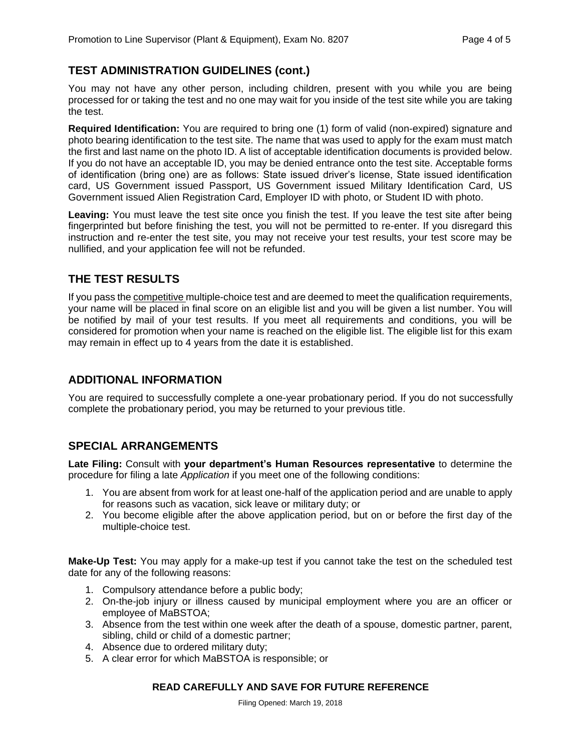## TEST ADMINISTRATION GUIDELINES (cont.)

You may not have any other person, including children, present with you while you are being processed for or taking the test and no one may wait for you inside of the test site while you are taking the test.

**Required Identification:** You are required to bring one (1) form of valid (non-expired) signature and photo bearing identification to the test site. The name that was used to apply for the exam must match the first and last name on the photo ID. A list of acceptable identification documents is provided below. If you do not have an acceptable ID, you may be denied entrance onto the test site. Acceptable forms of identification (bring one) are as follows: State issued driver's license, State issued identification card, US Government issued Passport, US Government issued Military Identification Card, US Government issued Alien Registration Card, Employer ID with photo, or Student ID with photo.

**Leaving:** You must leave the test site once you finish the test. If you leave the test site after being fingerprinted but before finishing the test, you will not be permitted to re-enter. If you disregard this instruction and re-enter the test site, you may not receive your test results, your test score may be nullified, and your application fee will not be refunded.

## THE TEST RESULTS

If you pass the competitive multiple-choice test and are deemed to meet the qualification requirements, your name will be placed in final score on an eligible list and you will be given a list number. You will be notified by mail of your test results. If you meet all requirements and conditions, you will be considered for promotion when your name is reached on the eligible list. The eligible list for this exam may remain in effect up to 4 years from the date it is established.

## ADDITIONAL INFORMATION

You are required to successfully complete a one-year probationary period. If you do not successfully complete the probationary period, you may be returned to your previous title.

## SPECIAL ARRANGEMENTS

**Late Filing:** Consult with **your department's Human Resources representative** to determine the procedure for filing a late *Application* if you meet one of the following conditions:

1. You are absent from work for at least one-half of the application period and are unable to apply for reasons such as vacation, sick leave or military duty; or
2. You become eligible after the above application period, but on or before the first day of the multiple-choice test.

**Make-Up Test:** You may apply for a make-up test if you cannot take the test on the scheduled test date for any of the following reasons:

1. Compulsory attendance before a public body;
2. On-the-job injury or illness caused by municipal employment where you are an officer or employee of MaBSTOA;
3. Absence from the test within one week after the death of a spouse, domestic partner, parent, sibling, child or child of a domestic partner;
4. Absence due to ordered military duty;
5. A clear error for which MaBSTOA is responsible; or

**READ CAREFULLY AND SAVE FOR FUTURE REFERENCE**

Filing Opened: March 19, 2018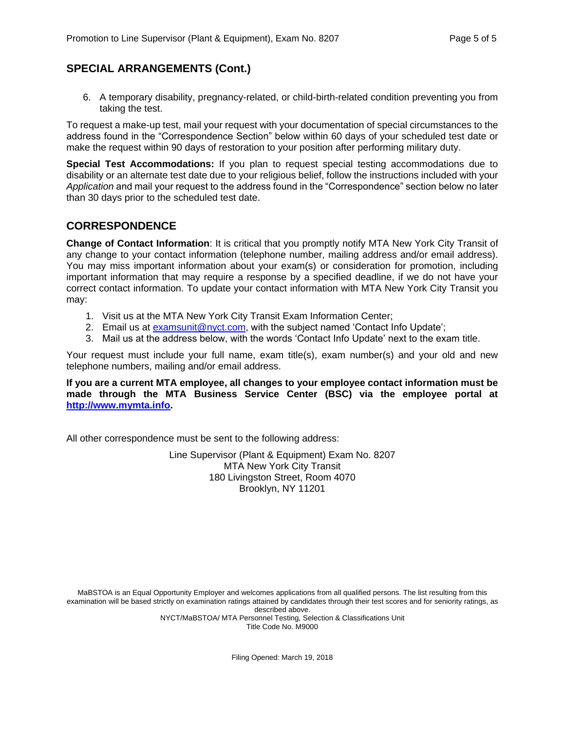## SPECIAL ARRANGEMENTS (Cont.)

6. A temporary disability, pregnancy-related, or child-birth-related condition preventing you from taking the test.

To request a make-up test, mail your request with your documentation of special circumstances to the address found in the "Correspondence Section" below within 60 days of your scheduled test date or make the request within 90 days of restoration to your position after performing military duty.

**Special Test Accommodations:** If you plan to request special testing accommodations due to disability or an alternate test date due to your religious belief, follow the instructions included with your *Application* and mail your request to the address found in the "Correspondence" section below no later than 30 days prior to the scheduled test date.

## CORRESPONDENCE

**Change of Contact Information**: It is critical that you promptly notify MTA New York City Transit of any change to your contact information (telephone number, mailing address and/or email address). You may miss important information about your exam(s) or consideration for promotion, including important information that may require a response by a specified deadline, if we do not have your correct contact information. To update your contact information with MTA New York City Transit you may:

1. Visit us at the MTA New York City Transit Exam Information Center;
2. Email us at examsunit@nyct.com, with the subject named 'Contact Info Update';
3. Mail us at the address below, with the words 'Contact Info Update' next to the exam title.

Your request must include your full name, exam title(s), exam number(s) and your old and new telephone numbers, mailing and/or email address.

**If you are a current MTA employee, all changes to your employee contact information must be made through the MTA Business Service Center (BSC) via the employee portal at http://www.mymta.info.**

All other correspondence must be sent to the following address:

Line Supervisor (Plant & Equipment) Exam No. 8207
MTA New York City Transit
180 Livingston Street, Room 4070
Brooklyn, NY 11201

MaBSTOA is an Equal Opportunity Employer and welcomes applications from all qualified persons. The list resulting from this examination will be based strictly on examination ratings attained by candidates through their test scores and for seniority ratings, as described above.
NYCT/MaBSTOA/ MTA Personnel Testing, Selection & Classifications Unit
Title Code No. M9000

Filing Opened: March 19, 2018